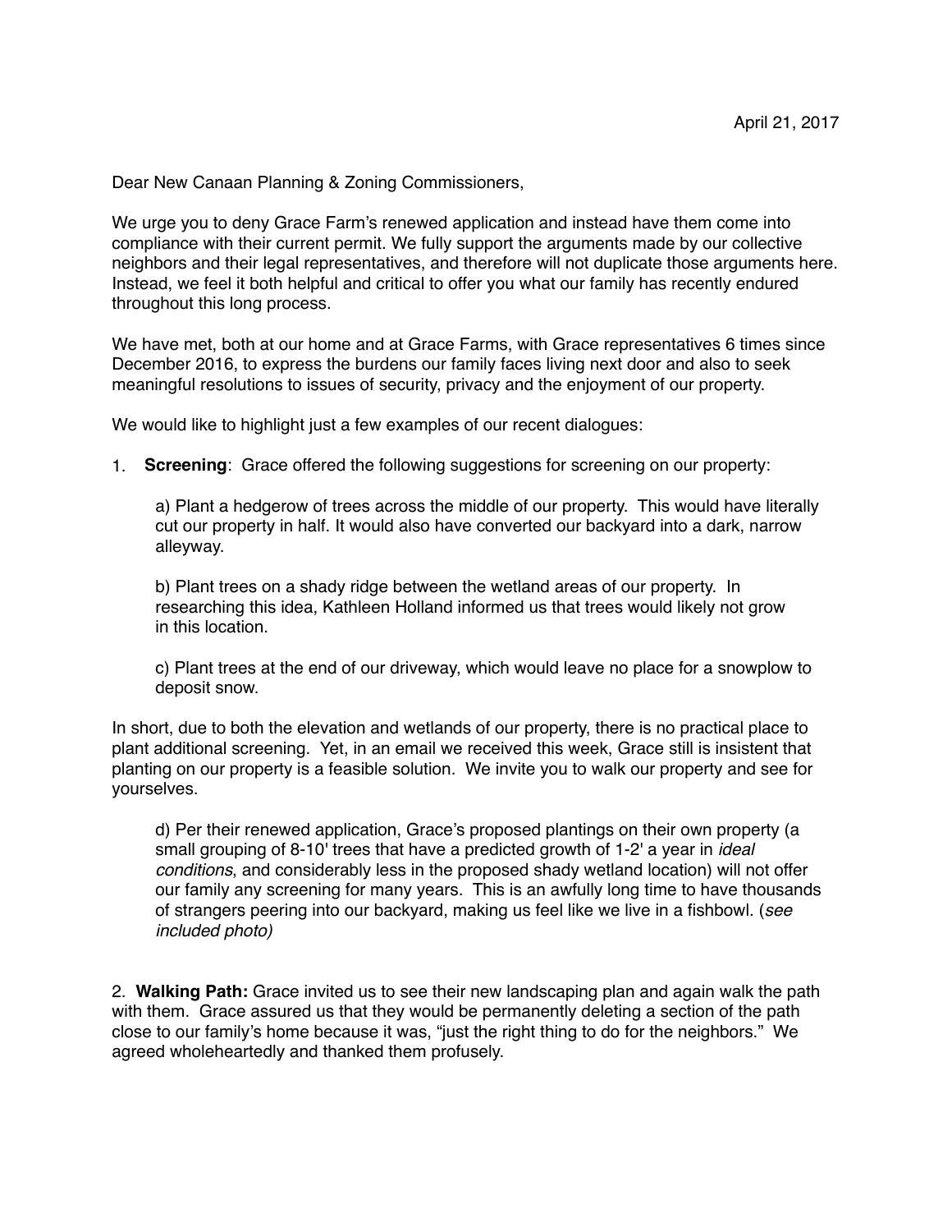April 21, 2017

Dear New Canaan Planning & Zoning Commissioners,

We urge you to deny Grace Farm's renewed application and instead have them come into compliance with their current permit. We fully support the arguments made by our collective neighbors and their legal representatives, and therefore will not duplicate those arguments here. Instead, we feel it both helpful and critical to offer you what our family has recently endured throughout this long process.

We have met, both at our home and at Grace Farms, with Grace representatives 6 times since December 2016, to express the burdens our family faces living next door and also to seek meaningful resolutions to issues of security, privacy and the enjoyment of our property.

We would like to highlight just a few examples of our recent dialogues:

1. **Screening**: Grace offered the following suggestions for screening on our property:

   a) Plant a hedgerow of trees across the middle of our property. This would have literally cut our property in half. It would also have converted our backyard into a dark, narrow alleyway.

   b) Plant trees on a shady ridge between the wetland areas of our property. In researching this idea, Kathleen Holland informed us that trees would likely not grow in this location.

   c) Plant trees at the end of our driveway, which would leave no place for a snowplow to deposit snow.

In short, due to both the elevation and wetlands of our property, there is no practical place to plant additional screening. Yet, in an email we received this week, Grace still is insistent that planting on our property is a feasible solution. We invite you to walk our property and see for yourselves.

   d) Per their renewed application, Grace's proposed plantings on their own property (a small grouping of 8-10' trees that have a predicted growth of 1-2' a year in *ideal conditions*, and considerably less in the proposed shady wetland location) will not offer our family any screening for many years. This is an awfully long time to have thousands of strangers peering into our backyard, making us feel like we live in a fishbowl. (*see included photo)*

2. **Walking Path:** Grace invited us to see their new landscaping plan and again walk the path with them. Grace assured us that they would be permanently deleting a section of the path close to our family's home because it was, "just the right thing to do for the neighbors." We agreed wholeheartedly and thanked them profusely.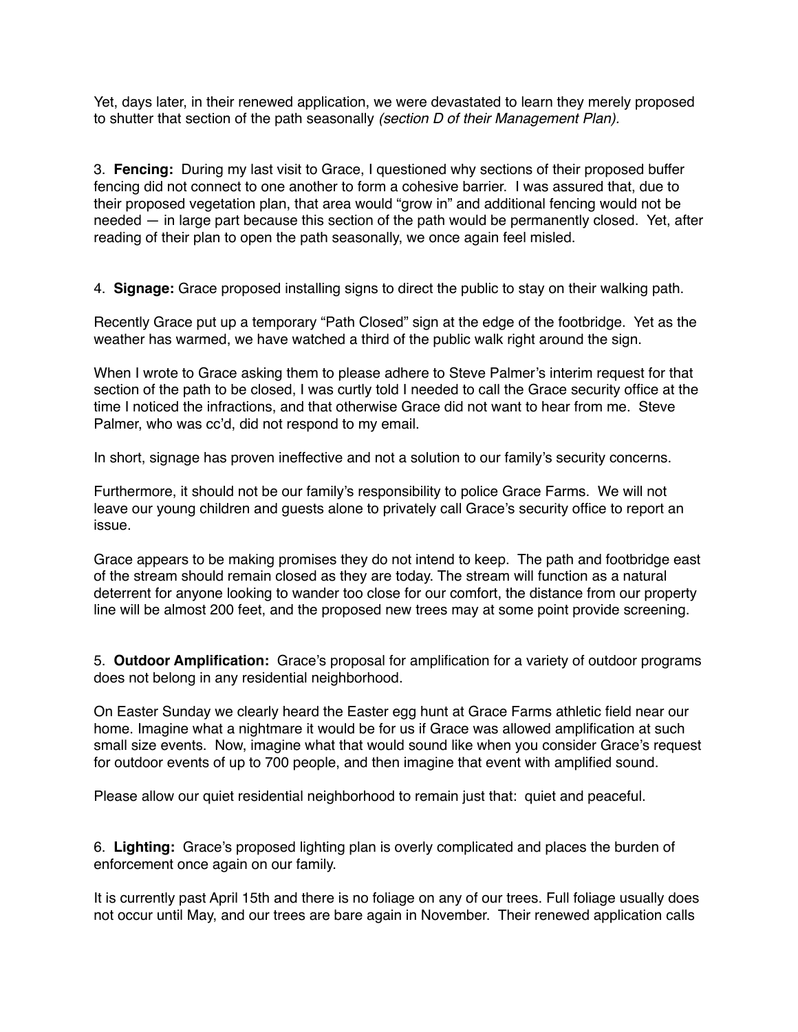Yet, days later, in their renewed application, we were devastated to learn they merely proposed to shutter that section of the path seasonally *(section D of their Management Plan).*

3. **Fencing:** During my last visit to Grace, I questioned why sections of their proposed buffer fencing did not connect to one another to form a cohesive barrier. I was assured that, due to their proposed vegetation plan, that area would "grow in" and additional fencing would not be needed — in large part because this section of the path would be permanently closed. Yet, after reading of their plan to open the path seasonally, we once again feel misled.

4. **Signage:** Grace proposed installing signs to direct the public to stay on their walking path.

Recently Grace put up a temporary "Path Closed" sign at the edge of the footbridge. Yet as the weather has warmed, we have watched a third of the public walk right around the sign.

When I wrote to Grace asking them to please adhere to Steve Palmer's interim request for that section of the path to be closed, I was curtly told I needed to call the Grace security office at the time I noticed the infractions, and that otherwise Grace did not want to hear from me. Steve Palmer, who was cc'd, did not respond to my email.

In short, signage has proven ineffective and not a solution to our family's security concerns.

Furthermore, it should not be our family's responsibility to police Grace Farms. We will not leave our young children and guests alone to privately call Grace's security office to report an issue.

Grace appears to be making promises they do not intend to keep. The path and footbridge east of the stream should remain closed as they are today. The stream will function as a natural deterrent for anyone looking to wander too close for our comfort, the distance from our property line will be almost 200 feet, and the proposed new trees may at some point provide screening.

5. **Outdoor Amplification:** Grace's proposal for amplification for a variety of outdoor programs does not belong in any residential neighborhood.

On Easter Sunday we clearly heard the Easter egg hunt at Grace Farms athletic field near our home. Imagine what a nightmare it would be for us if Grace was allowed amplification at such small size events. Now, imagine what that would sound like when you consider Grace's request for outdoor events of up to 700 people, and then imagine that event with amplified sound.

Please allow our quiet residential neighborhood to remain just that: quiet and peaceful.

6. **Lighting:** Grace's proposed lighting plan is overly complicated and places the burden of enforcement once again on our family.

It is currently past April 15th and there is no foliage on any of our trees. Full foliage usually does not occur until May, and our trees are bare again in November. Their renewed application calls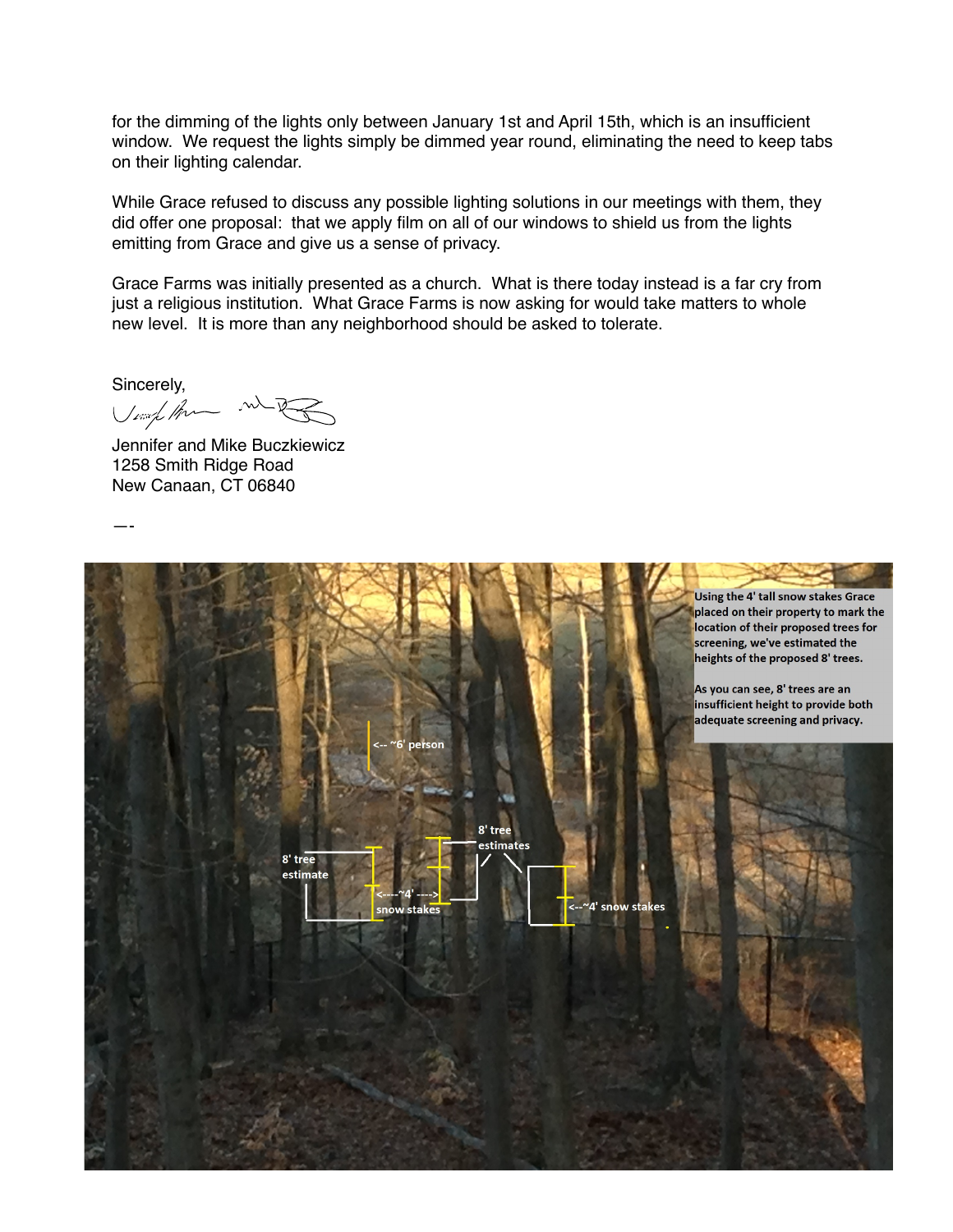for the dimming of the lights only between January 1st and April 15th, which is an insufficient window. We request the lights simply be dimmed year round, eliminating the need to keep tabs on their lighting calendar.

While Grace refused to discuss any possible lighting solutions in our meetings with them, they did offer one proposal: that we apply film on all of our windows to shield us from the lights emitting from Grace and give us a sense of privacy.

Grace Farms was initially presented as a church. What is there today instead is a far cry from just a religious institution. What Grace Farms is now asking for would take matters to whole new level. It is more than any neighborhood should be asked to tolerate.

Sincerely,

Jennifer and Mike Buczkiewicz
1258 Smith Ridge Road
New Canaan, CT 06840

—-

Using the 4' tall snow stakes Grace placed on their property to mark the location of their proposed trees for screening, we've estimated the heights of the proposed 8' trees.

As you can see, 8' trees are an insufficient height to provide both adequate screening and privacy.

<-- ~6' person

8' tree estimate

<----~4' ----> snow stakes

8' tree estimates

<--~4' snow stakes